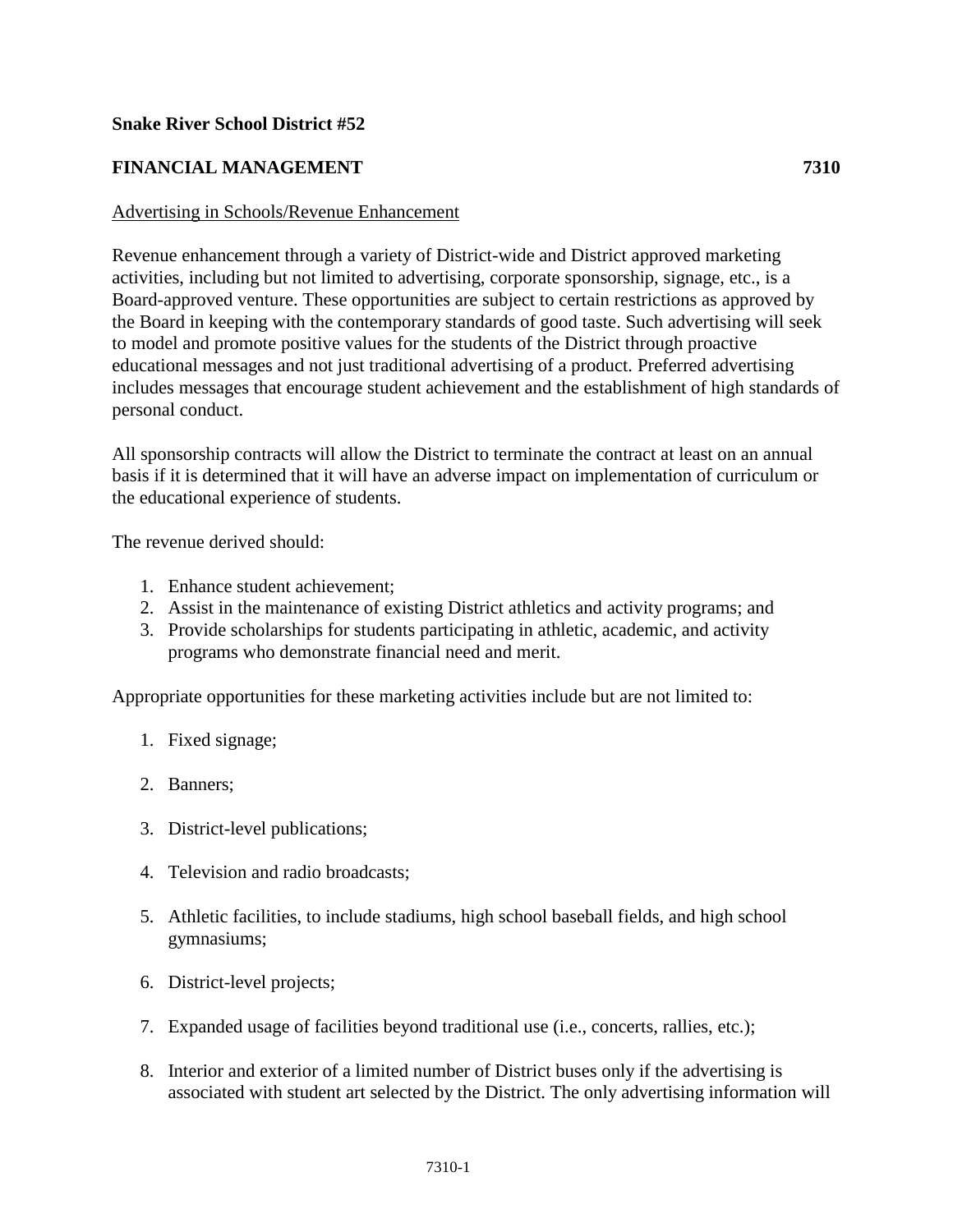**Snake River School District #52**

**FINANCIAL MANAGEMENT** **7310**

<u>Advertising in Schools/Revenue Enhancement</u>

Revenue enhancement through a variety of District-wide and District approved marketing activities, including but not limited to advertising, corporate sponsorship, signage, etc., is a Board-approved venture. These opportunities are subject to certain restrictions as approved by the Board in keeping with the contemporary standards of good taste. Such advertising will seek to model and promote positive values for the students of the District through proactive educational messages and not just traditional advertising of a product. Preferred advertising includes messages that encourage student achievement and the establishment of high standards of personal conduct.

All sponsorship contracts will allow the District to terminate the contract at least on an annual basis if it is determined that it will have an adverse impact on implementation of curriculum or the educational experience of students.

The revenue derived should:

1. Enhance student achievement;
2. Assist in the maintenance of existing District athletics and activity programs; and
3. Provide scholarships for students participating in athletic, academic, and activity programs who demonstrate financial need and merit.

Appropriate opportunities for these marketing activities include but are not limited to:

1. Fixed signage;

2. Banners;

3. District-level publications;

4. Television and radio broadcasts;

5. Athletic facilities, to include stadiums, high school baseball fields, and high school gymnasiums;

6. District-level projects;

7. Expanded usage of facilities beyond traditional use (i.e., concerts, rallies, etc.);

8. Interior and exterior of a limited number of District buses only if the advertising is associated with student art selected by the District. The only advertising information will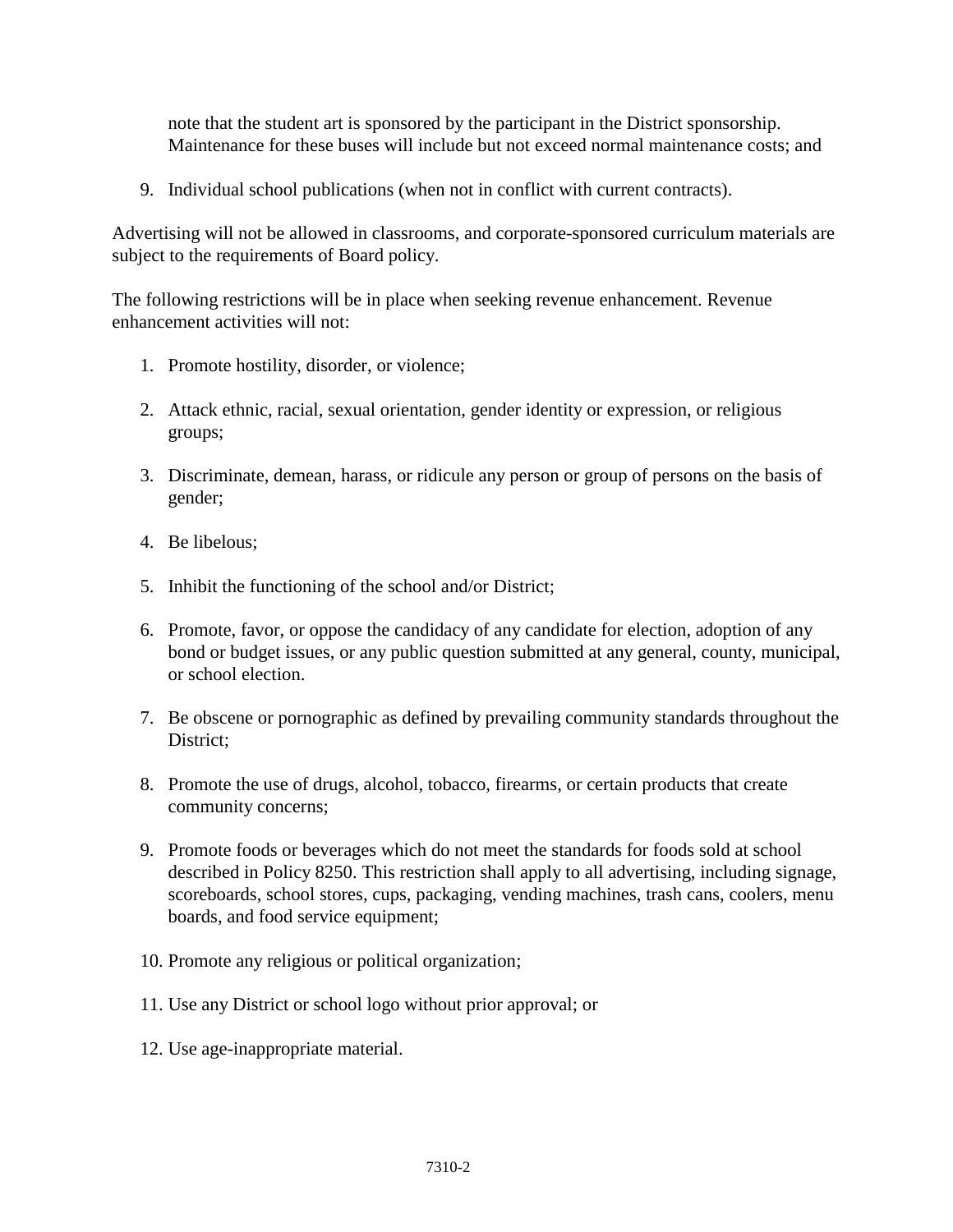note that the student art is sponsored by the participant in the District sponsorship. Maintenance for these buses will include but not exceed normal maintenance costs; and

9. Individual school publications (when not in conflict with current contracts).

Advertising will not be allowed in classrooms, and corporate-sponsored curriculum materials are subject to the requirements of Board policy.

The following restrictions will be in place when seeking revenue enhancement. Revenue enhancement activities will not:

1. Promote hostility, disorder, or violence;

2. Attack ethnic, racial, sexual orientation, gender identity or expression, or religious groups;

3. Discriminate, demean, harass, or ridicule any person or group of persons on the basis of gender;

4. Be libelous;

5. Inhibit the functioning of the school and/or District;

6. Promote, favor, or oppose the candidacy of any candidate for election, adoption of any bond or budget issues, or any public question submitted at any general, county, municipal, or school election.

7. Be obscene or pornographic as defined by prevailing community standards throughout the District;

8. Promote the use of drugs, alcohol, tobacco, firearms, or certain products that create community concerns;

9. Promote foods or beverages which do not meet the standards for foods sold at school described in Policy 8250. This restriction shall apply to all advertising, including signage, scoreboards, school stores, cups, packaging, vending machines, trash cans, coolers, menu boards, and food service equipment;

10. Promote any religious or political organization;

11. Use any District or school logo without prior approval; or

12. Use age-inappropriate material.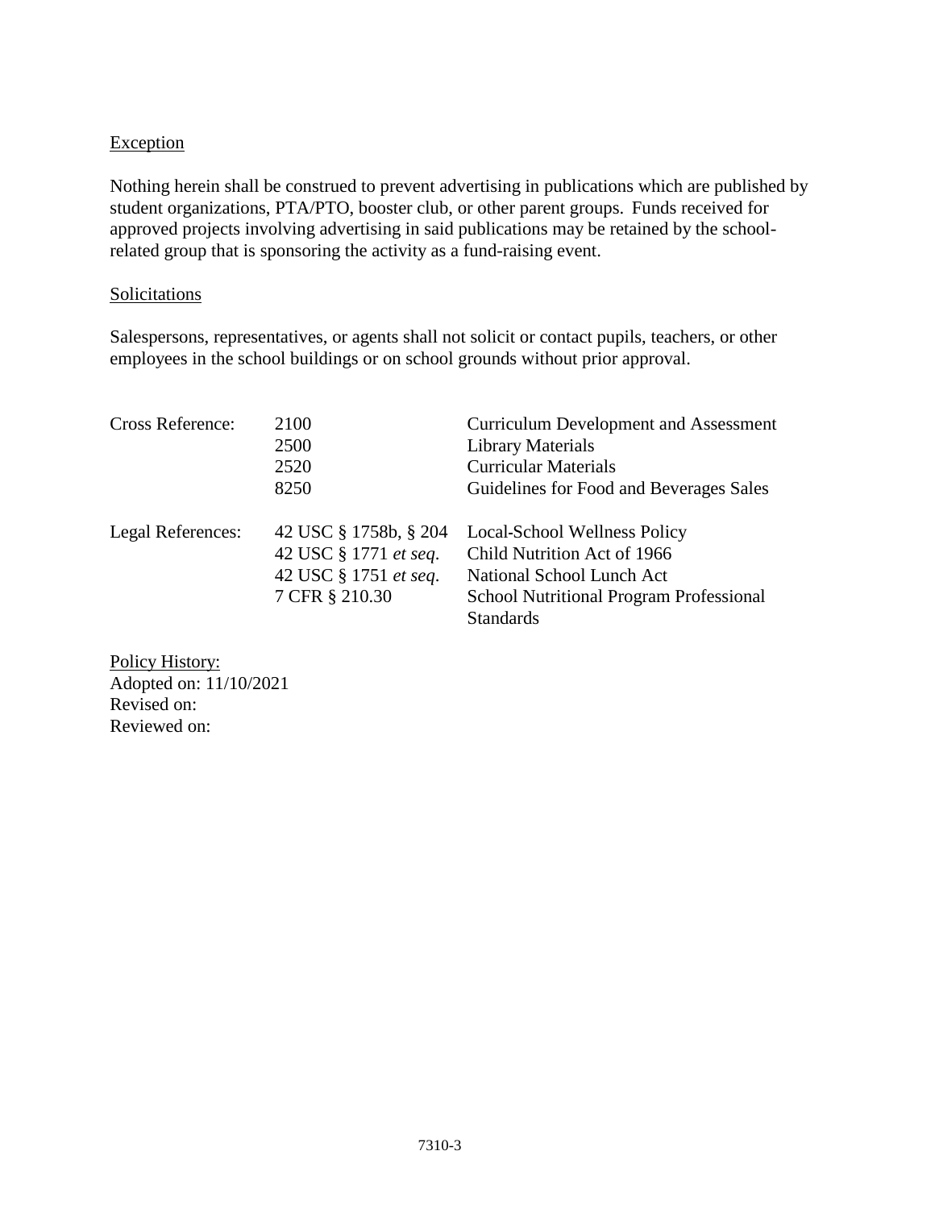Exception

Nothing herein shall be construed to prevent advertising in publications which are published by student organizations, PTA/PTO, booster club, or other parent groups. Funds received for approved projects involving advertising in said publications may be retained by the school-related group that is sponsoring the activity as a fund-raising event.

Solicitations

Salespersons, representatives, or agents shall not solicit or contact pupils, teachers, or other employees in the school buildings or on school grounds without prior approval.

| | | |
|---|---|---|
| Cross Reference: | 2100 | Curriculum Development and Assessment |
| | 2500 | Library Materials |
| | 2520 | Curricular Materials |
| | 8250 | Guidelines for Food and Beverages Sales |
| Legal References: | 42 USC § 1758b, § 204 | Local-School Wellness Policy |
| | 42 USC § 1771 *et seq.* | Child Nutrition Act of 1966 |
| | 42 USC § 1751 *et seq.* | National School Lunch Act |
| | 7 CFR § 210.30 | School Nutritional Program Professional Standards |

Policy History:
Adopted on: 11/10/2021
Revised on:
Reviewed on: